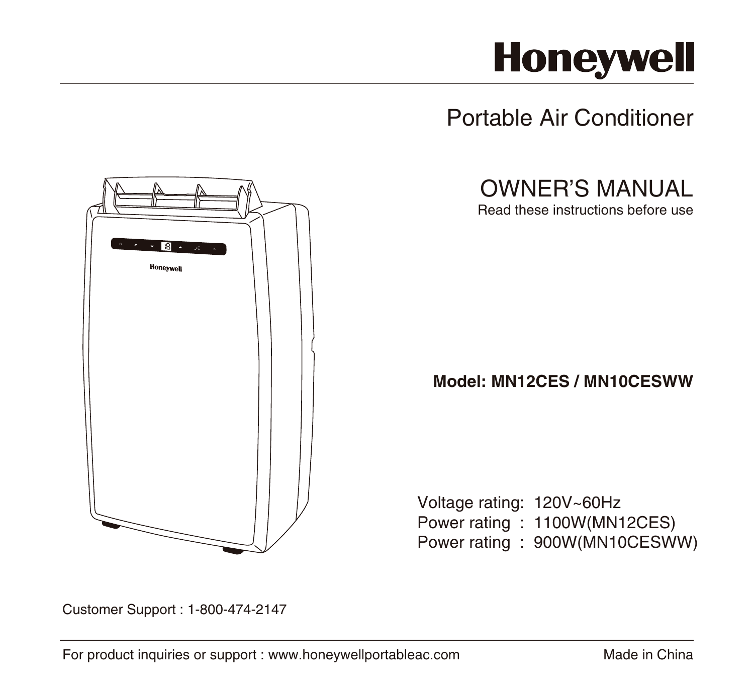# Honeywell

## Portable Air Conditioner

## OWNER'S MANUAL

Read these instructions before use

**Model: MN12CES / MN10CESWW**

Voltage rating: 120V~60Hz
Power rating : 1100W(MN12CES)
Power rating : 900W(MN10CESWW)

Customer Support : 1-800-474-2147

For product inquiries or support : www.honeywellportableac.com

Made in China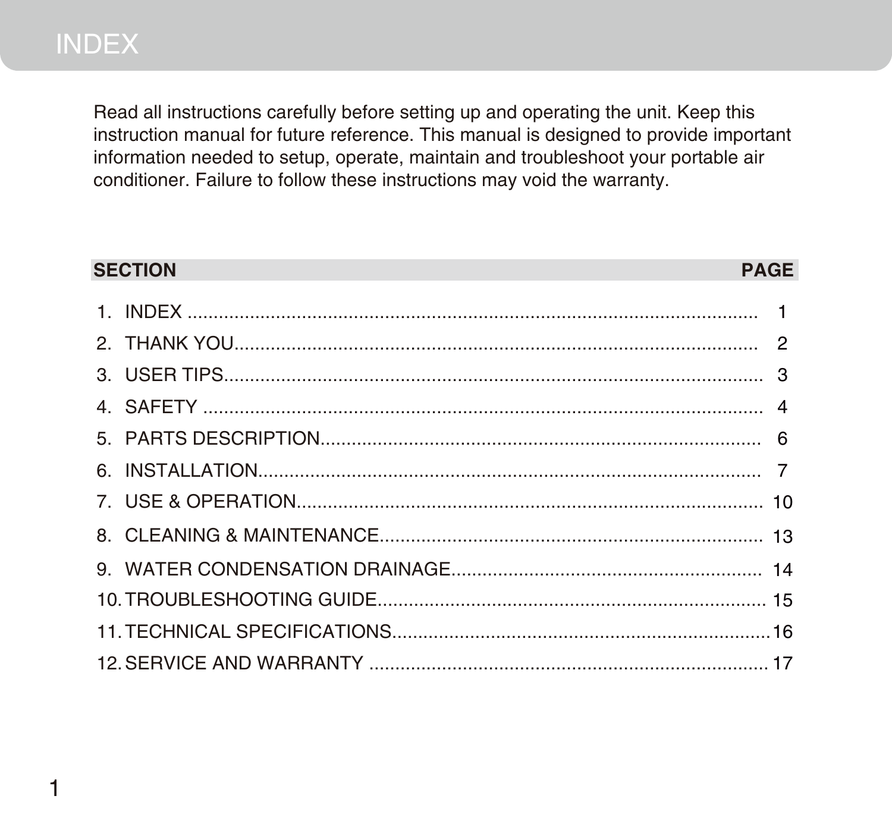# INDEX

Read all instructions carefully before setting up and operating the unit. Keep this instruction manual for future reference. This manual is designed to provide important information needed to setup, operate, maintain and troubleshoot your portable air conditioner. Failure to follow these instructions may void the warranty.

| SECTION | PAGE |
| --- | --- |
| 1. INDEX | 1 |
| 2. THANK YOU | 2 |
| 3. USER TIPS | 3 |
| 4. SAFETY | 4 |
| 5. PARTS DESCRIPTION | 6 |
| 6. INSTALLATION | 7 |
| 7. USE & OPERATION | 10 |
| 8. CLEANING & MAINTENANCE | 13 |
| 9. WATER CONDENSATION DRAINAGE | 14 |
| 10. TROUBLESHOOTING GUIDE | 15 |
| 11. TECHNICAL SPECIFICATIONS | 16 |
| 12. SERVICE AND WARRANTY | 17 |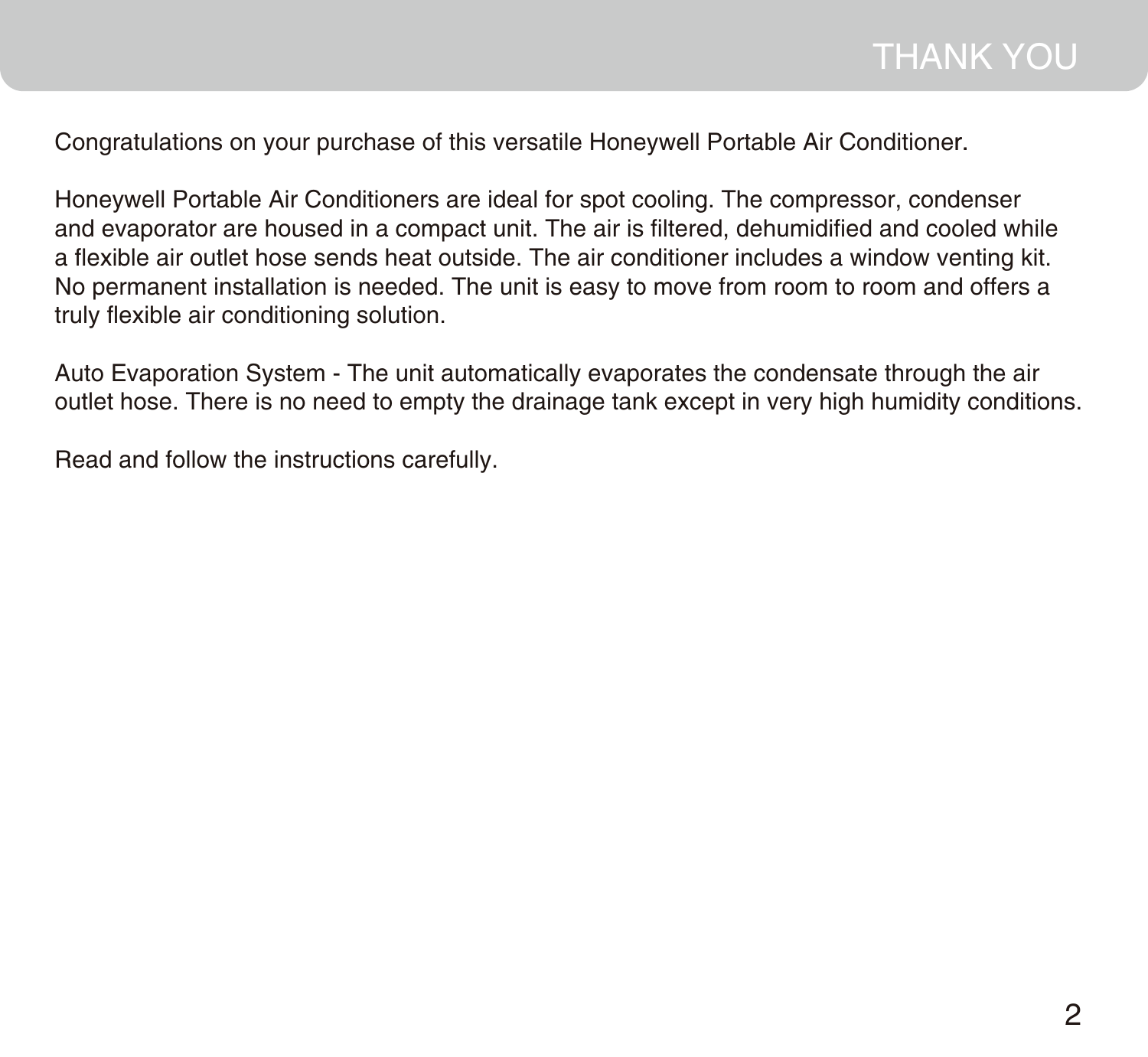# THANK YOU

Congratulations on your purchase of this versatile Honeywell Portable Air Conditioner.

Honeywell Portable Air Conditioners are ideal for spot cooling. The compressor, condenser and evaporator are housed in a compact unit. The air is filtered, dehumidified and cooled while a flexible air outlet hose sends heat outside. The air conditioner includes a window venting kit. No permanent installation is needed. The unit is easy to move from room to room and offers a truly flexible air conditioning solution.

Auto Evaporation System - The unit automatically evaporates the condensate through the air outlet hose. There is no need to empty the drainage tank except in very high humidity conditions.

Read and follow the instructions carefully.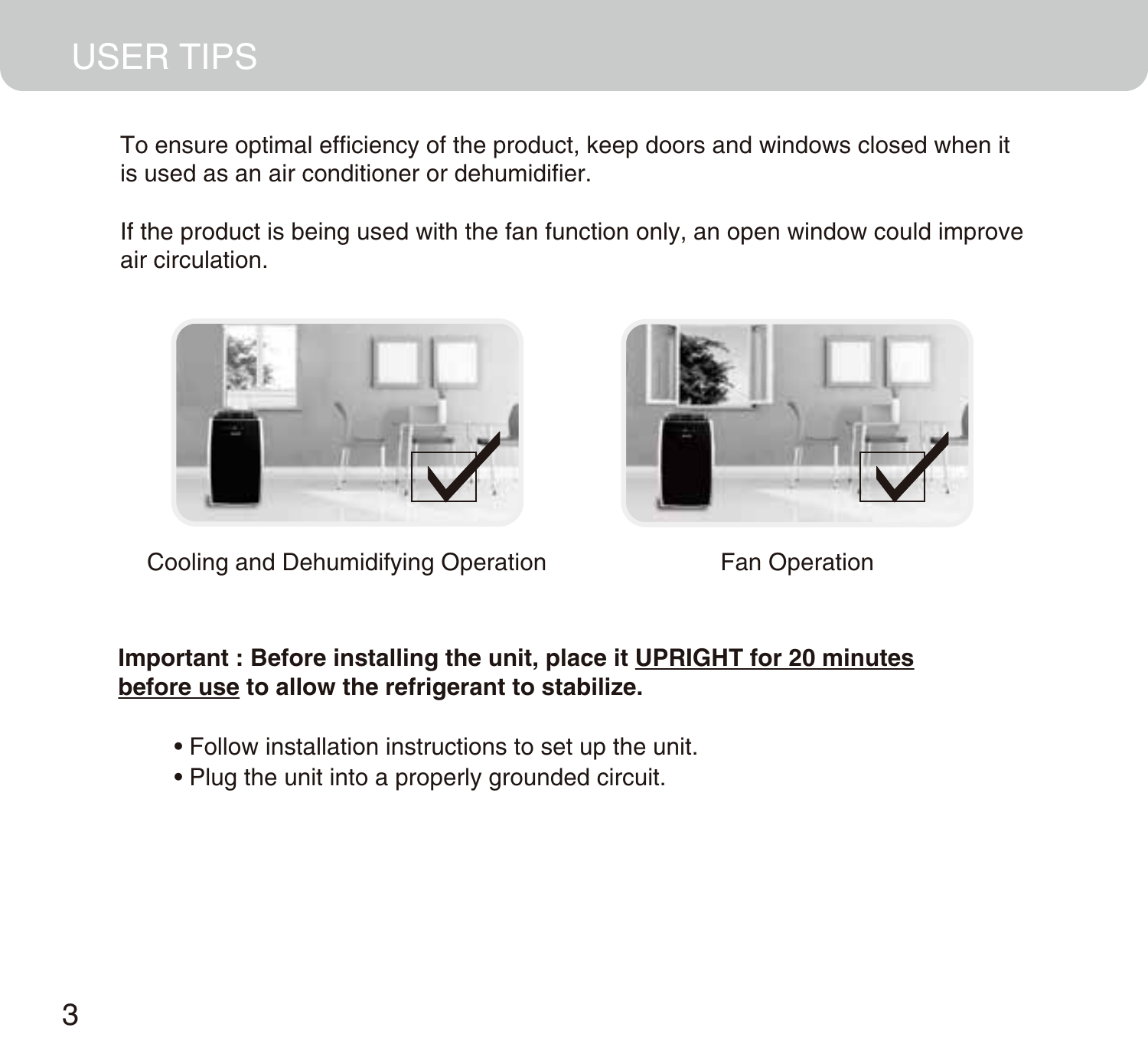# USER TIPS

To ensure optimal efficiency of the product, keep doors and windows closed when it is used as an air conditioner or dehumidifier.

If the product is being used with the fan function only, an open window could improve air circulation.

Cooling and Dehumidifying Operation

Fan Operation

**Important : Before installing the unit, place it <u>UPRIGHT for 20 minutes before use</u> to allow the refrigerant to stabilize.**

- Follow installation instructions to set up the unit.
- Plug the unit into a properly grounded circuit.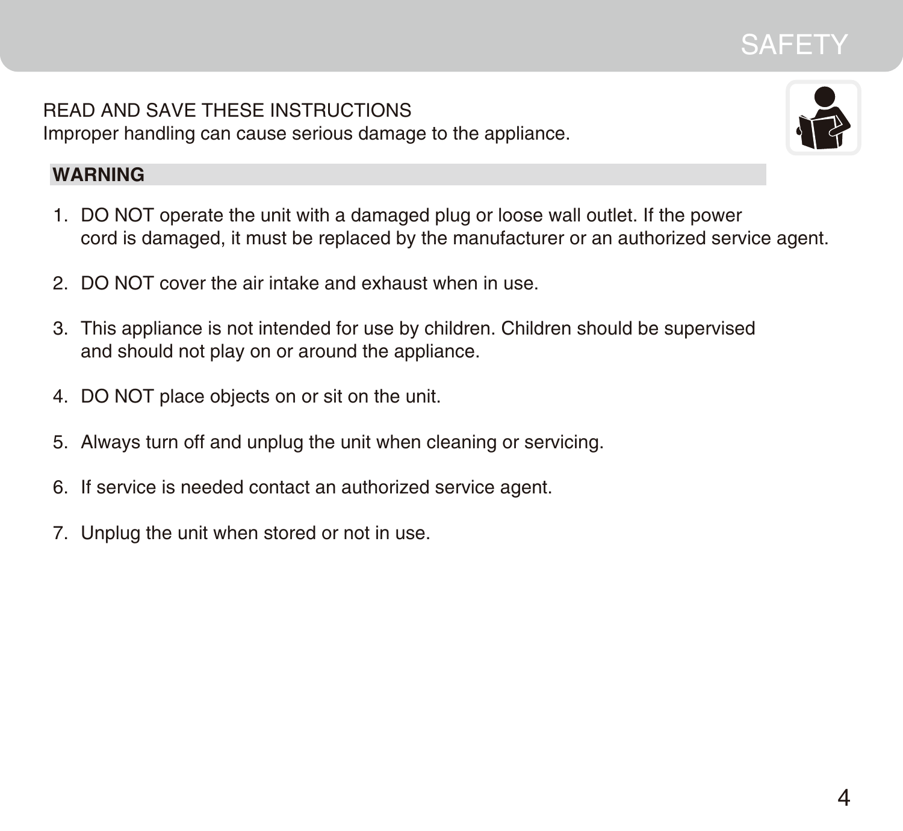# SAFETY

READ AND SAVE THESE INSTRUCTIONS
Improper handling can cause serious damage to the appliance.

**WARNING**

1. DO NOT operate the unit with a damaged plug or loose wall outlet. If the power cord is damaged, it must be replaced by the manufacturer or an authorized service agent.

2. DO NOT cover the air intake and exhaust when in use.

3. This appliance is not intended for use by children. Children should be supervised and should not play on or around the appliance.

4. DO NOT place objects on or sit on the unit.

5. Always turn off and unplug the unit when cleaning or servicing.

6. If service is needed contact an authorized service agent.

7. Unplug the unit when stored or not in use.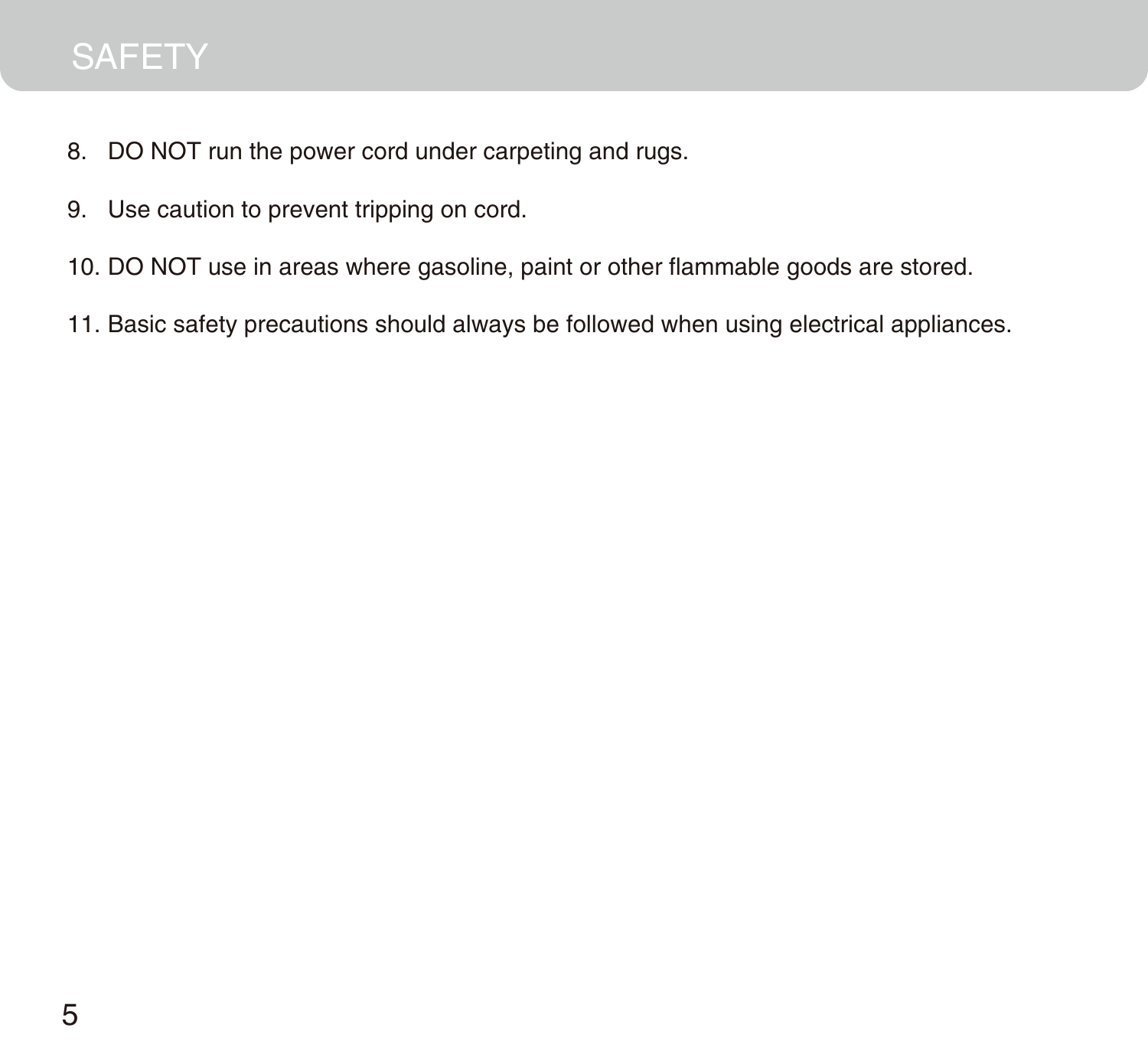## SAFETY

8. DO NOT run the power cord under carpeting and rugs.
9. Use caution to prevent tripping on cord.
10. DO NOT use in areas where gasoline, paint or other flammable goods are stored.
11. Basic safety precautions should always be followed when using electrical appliances.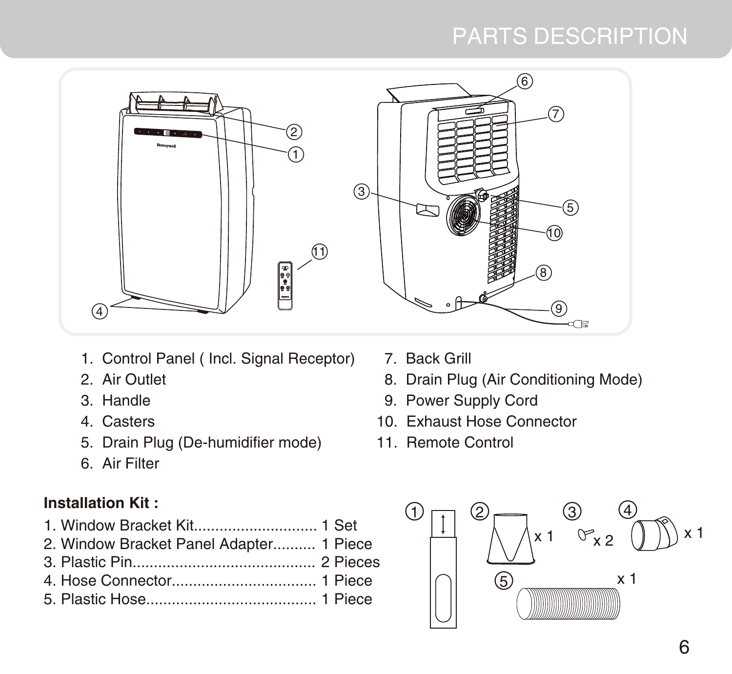# PARTS DESCRIPTION

1. Control Panel ( Incl. Signal Receptor)
2. Air Outlet
3. Handle
4. Casters
5. Drain Plug (De-humidifier mode)
6. Air Filter
7. Back Grill
8. Drain Plug (Air Conditioning Mode)
9. Power Supply Cord
10. Exhaust Hose Connector
11. Remote Control

**Installation Kit :**

1. Window Bracket Kit............................ 1 Set
2. Window Bracket Panel Adapter.......... 1 Piece
3. Plastic Pin........................................... 2 Pieces
4. Hose Connector.................................. 1 Piece
5. Plastic Hose........................................ 1 Piece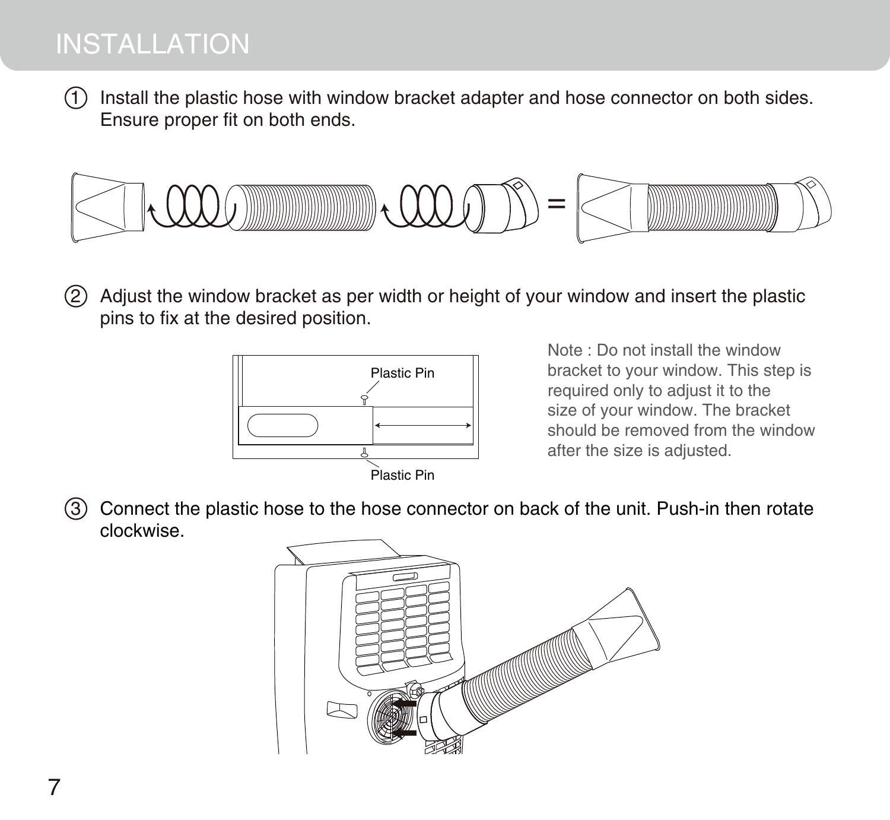# INSTALLATION

① Install the plastic hose with window bracket adapter and hose connector on both sides. Ensure proper fit on both ends.

② Adjust the window bracket as per width or height of your window and insert the plastic pins to fix at the desired position.

Plastic Pin

Plastic Pin

Note : Do not install the window bracket to your window. This step is required only to adjust it to the size of your window. The bracket should be removed from the window after the size is adjusted.

③ Connect the plastic hose to the hose connector on back of the unit. Push-in then rotate clockwise.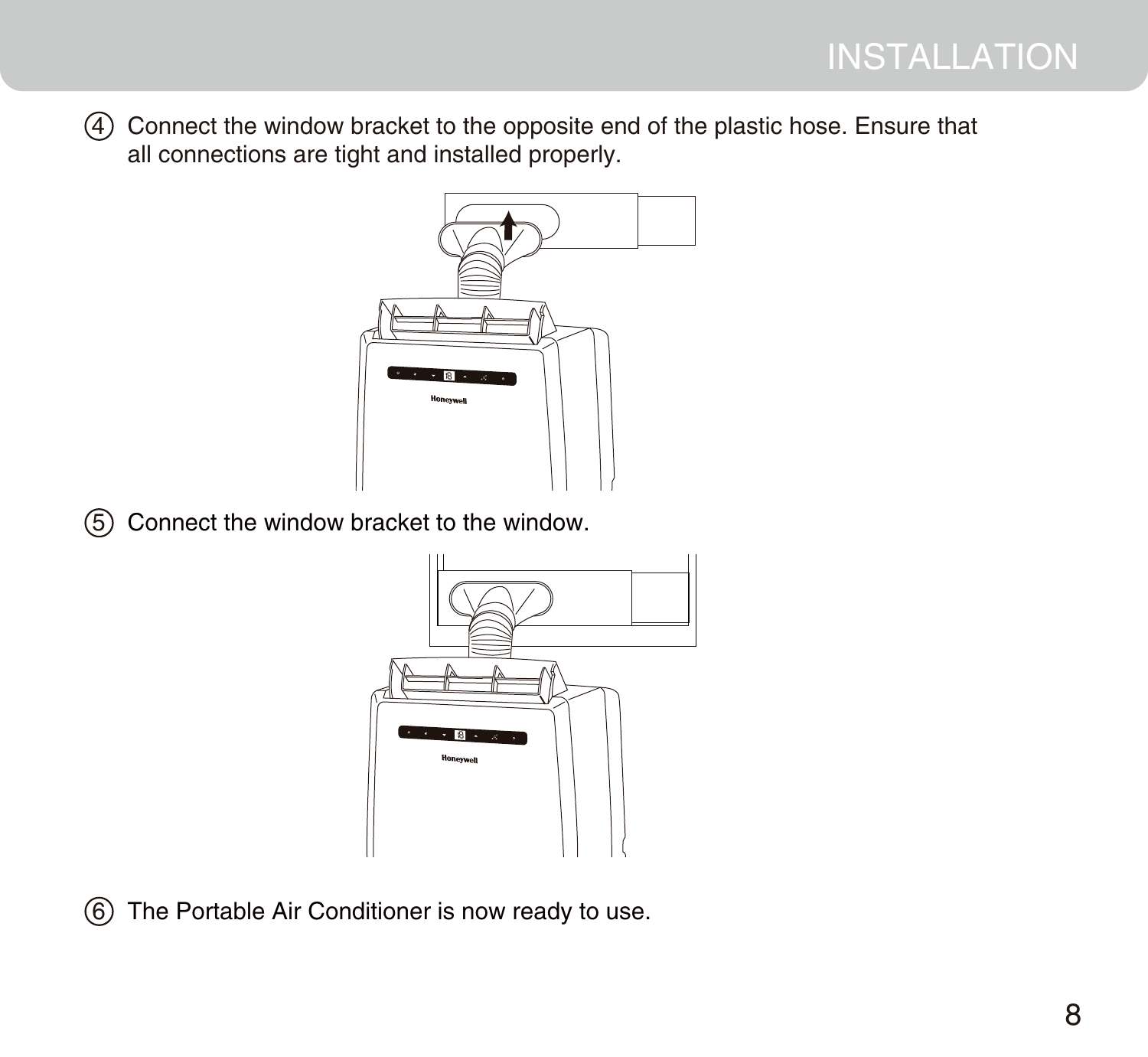④ Connect the window bracket to the opposite end of the plastic hose. Ensure that all connections are tight and installed properly.

⑤ Connect the window bracket to the window.

⑥ The Portable Air Conditioner is now ready to use.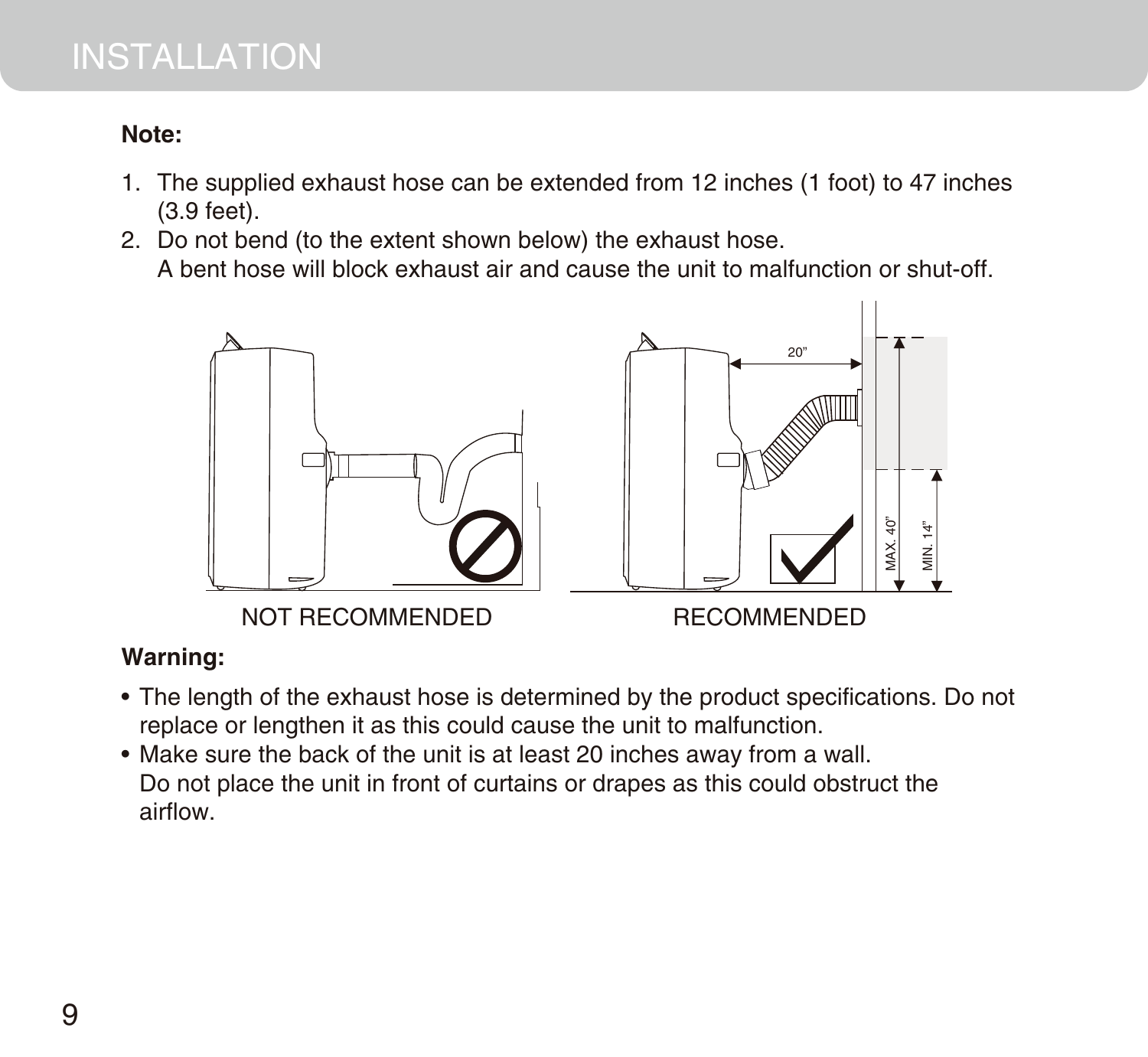# INSTALLATION

**Note:**

1. The supplied exhaust hose can be extended from 12 inches (1 foot) to 47 inches (3.9 feet).
2. Do not bend (to the extent shown below) the exhaust hose.
   A bent hose will block exhaust air and cause the unit to malfunction or shut-off.

NOT RECOMMENDED

RECOMMENDED

**Warning:**

- The length of the exhaust hose is determined by the product specifications. Do not replace or lengthen it as this could cause the unit to malfunction.
- Make sure the back of the unit is at least 20 inches away from a wall.
  Do not place the unit in front of curtains or drapes as this could obstruct the airflow.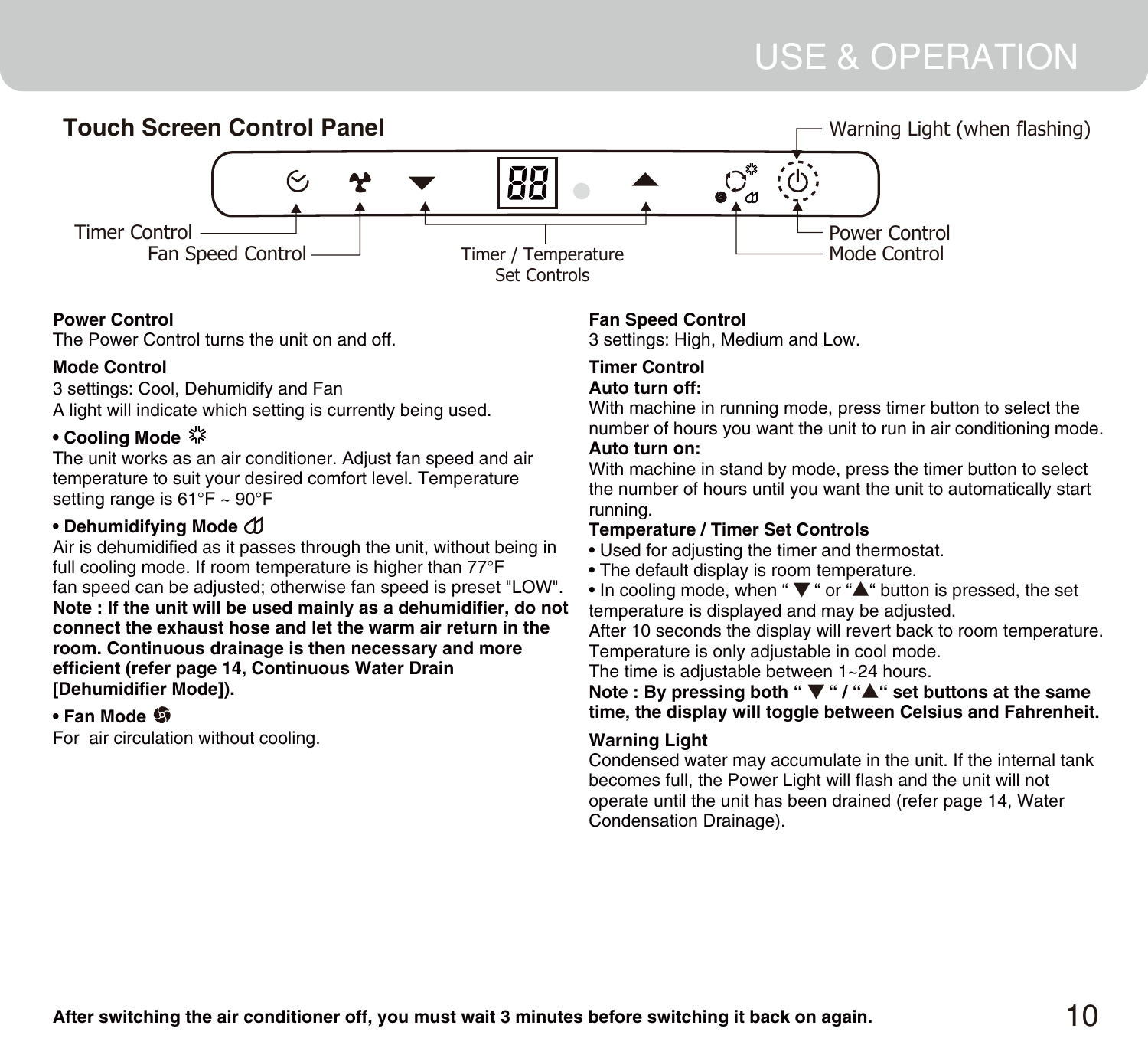# USE & OPERATION

## Touch Screen Control Panel

Warning Light (when flashing)

Timer Control
Fan Speed Control
Timer / Temperature Set Controls
Power Control
Mode Control

**Power Control**
The Power Control turns the unit on and off.

**Mode Control**
3 settings: Cool, Dehumidify and Fan
A light will indicate which setting is currently being used.

**• Cooling Mode**
The unit works as an air conditioner. Adjust fan speed and air temperature to suit your desired comfort level. Temperature setting range is 61°F ~ 90°F

**• Dehumidifying Mode**
Air is dehumidified as it passes through the unit, without being in full cooling mode. If room temperature is higher than 77°F fan speed can be adjusted; otherwise fan speed is preset "LOW".
**Note : If the unit will be used mainly as a dehumidifier, do not connect the exhaust hose and let the warm air return in the room. Continuous drainage is then necessary and more efficient (refer page 14, Continuous Water Drain [Dehumidifier Mode]).**

**• Fan Mode**
For air circulation without cooling.

**Fan Speed Control**
3 settings: High, Medium and Low.

**Timer Control**
**Auto turn off:**
With machine in running mode, press timer button to select the number of hours you want the unit to run in air conditioning mode.
**Auto turn on:**
With machine in stand by mode, press the timer button to select the number of hours until you want the unit to automatically start running.

**Temperature / Timer Set Controls**
• Used for adjusting the timer and thermostat.
• The default display is room temperature.
• In cooling mode, when " ▼ " or "▲" button is pressed, the set temperature is displayed and may be adjusted.
After 10 seconds the display will revert back to room temperature.
Temperature is only adjustable in cool mode.
The time is adjustable between 1~24 hours.
**Note : By pressing both " ▼ " / "▲" set buttons at the same time, the display will toggle between Celsius and Fahrenheit.**

**Warning Light**
Condensed water may accumulate in the unit. If the internal tank becomes full, the Power Light will flash and the unit will not operate until the unit has been drained (refer page 14, Water Condensation Drainage).

**After switching the air conditioner off, you must wait 3 minutes before switching it back on again.**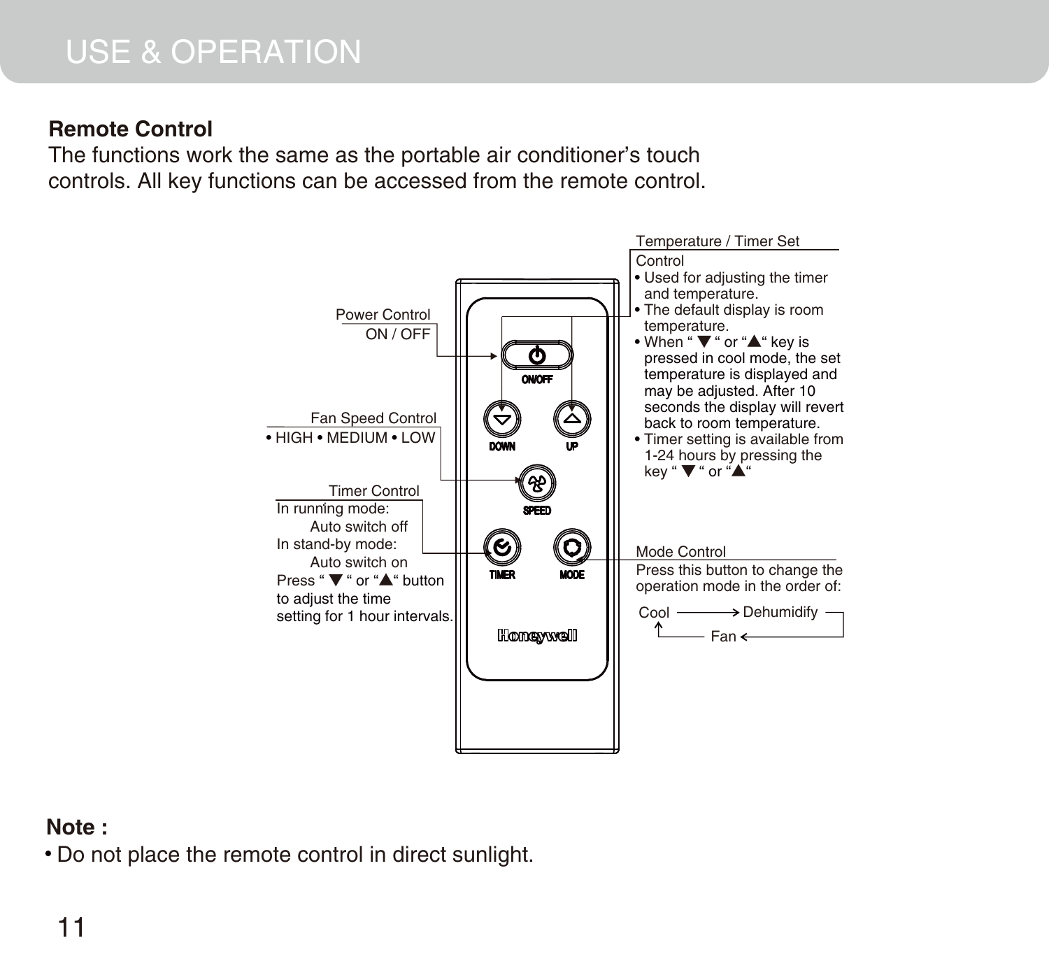# USE & OPERATION

**Remote Control**

The functions work the same as the portable air conditioner's touch controls. All key functions can be accessed from the remote control.

Power Control
ON / OFF

Fan Speed Control
- HIGH • MEDIUM • LOW

Timer Control
In running mode:
Auto switch off
In stand-by mode:
Auto switch on
Press " ▼ " or "▲" button to adjust the time setting for 1 hour intervals.

Temperature / Timer Set Control
- Used for adjusting the timer and temperature.
- The default display is room temperature.
- When " ▼ " or "▲" key is pressed in cool mode, the set temperature is displayed and may be adjusted. After 10 seconds the display will revert back to room temperature.
- Timer setting is available from 1-24 hours by pressing the key " ▼ " or "▲"

Mode Control
Press this button to change the operation mode in the order of:

Cool → Dehumidify → Fan → Cool

ON/OFF
DOWN
UP
SPEED
TIMER
MODE
Honeywell

**Note :**
- Do not place the remote control in direct sunlight.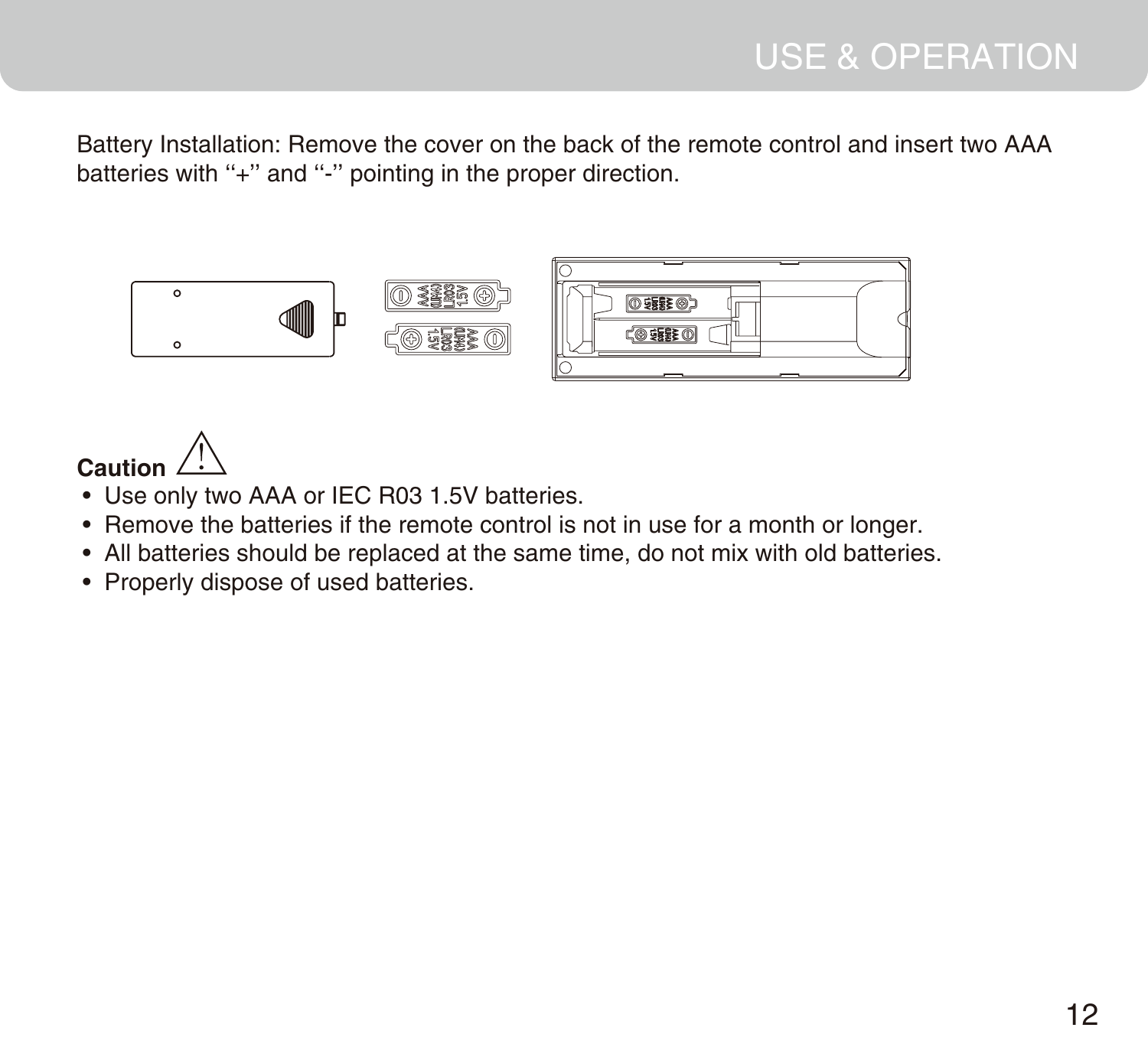Battery Installation: Remove the cover on the back of the remote control and insert two AAA batteries with ‘‘+’’ and ‘‘-’’ pointing in the proper direction.

**Caution** ⚠

- Use only two AAA or IEC R03 1.5V batteries.
- Remove the batteries if the remote control is not in use for a month or longer.
- All batteries should be replaced at the same time, do not mix with old batteries.
- Properly dispose of used batteries.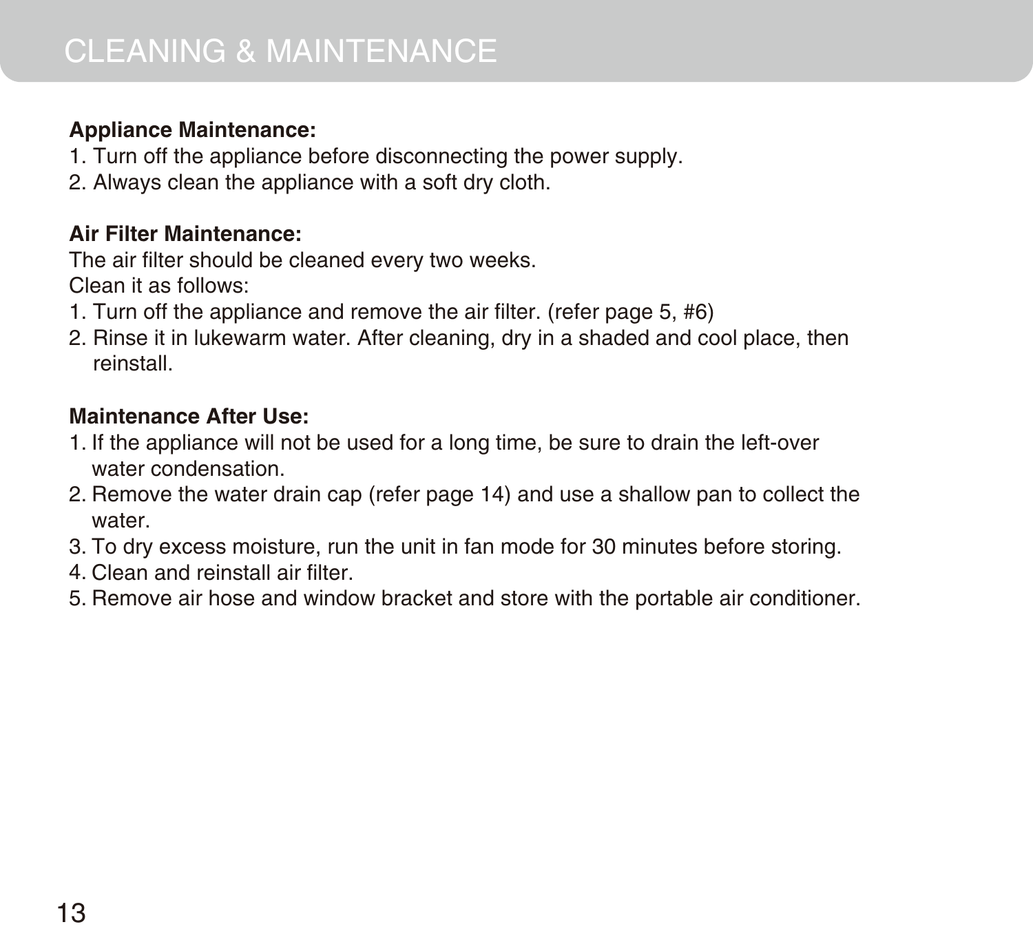# CLEANING & MAINTENANCE

**Appliance Maintenance:**

1. Turn off the appliance before disconnecting the power supply.
2. Always clean the appliance with a soft dry cloth.

**Air Filter Maintenance:**

The air filter should be cleaned every two weeks.
Clean it as follows:

1. Turn off the appliance and remove the air filter. (refer page 5, #6)
2. Rinse it in lukewarm water. After cleaning, dry in a shaded and cool place, then reinstall.

**Maintenance After Use:**

1. If the appliance will not be used for a long time, be sure to drain the left-over water condensation.
2. Remove the water drain cap (refer page 14) and use a shallow pan to collect the water.
3. To dry excess moisture, run the unit in fan mode for 30 minutes before storing.
4. Clean and reinstall air filter.
5. Remove air hose and window bracket and store with the portable air conditioner.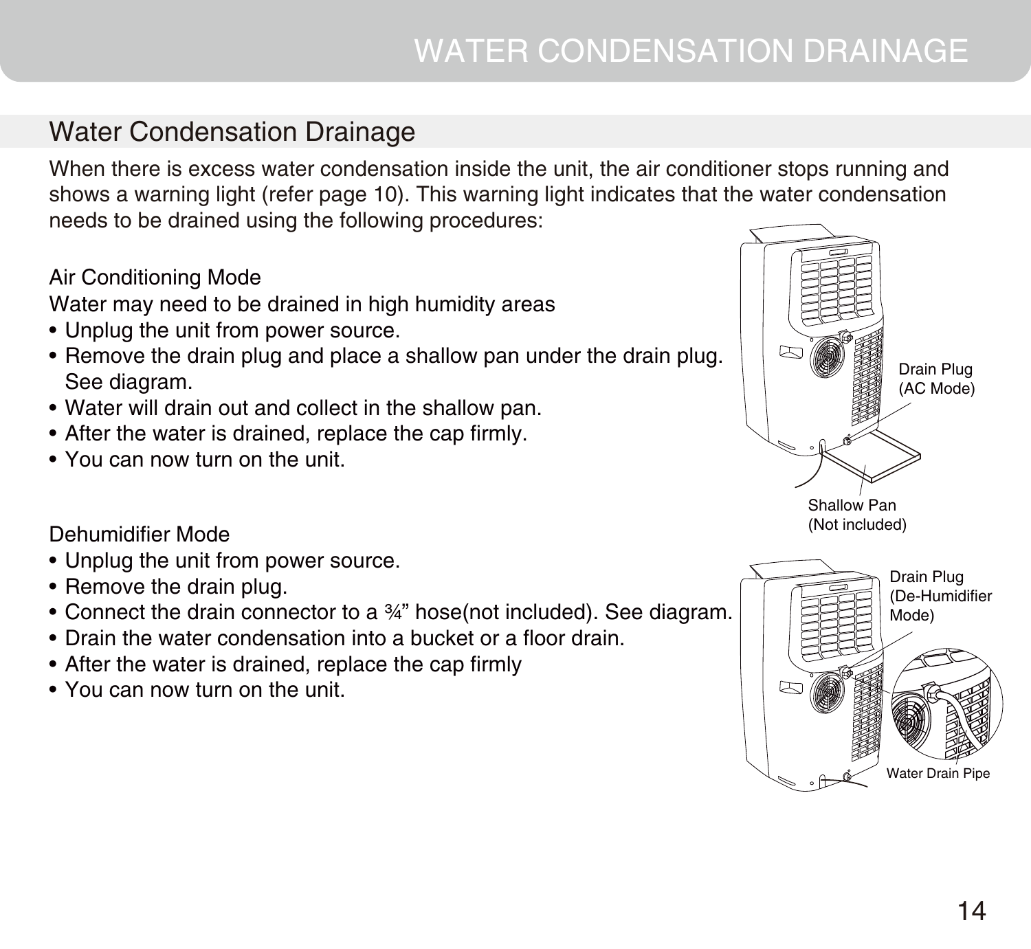## Water Condensation Drainage

When there is excess water condensation inside the unit, the air conditioner stops running and shows a warning light (refer page 10). This warning light indicates that the water condensation needs to be drained using the following procedures:

Air Conditioning Mode

Water may need to be drained in high humidity areas

- Unplug the unit from power source.
- Remove the drain plug and place a shallow pan under the drain plug. See diagram.
- Water will drain out and collect in the shallow pan.
- After the water is drained, replace the cap firmly.
- You can now turn on the unit.

Drain Plug (AC Mode)

Shallow Pan (Not included)

Dehumidifier Mode

- Unplug the unit from power source.
- Remove the drain plug.
- Connect the drain connector to a ¾" hose(not included). See diagram.
- Drain the water condensation into a bucket or a floor drain.
- After the water is drained, replace the cap firmly
- You can now turn on the unit.

Drain Plug (De-Humidifier Mode)

Water Drain Pipe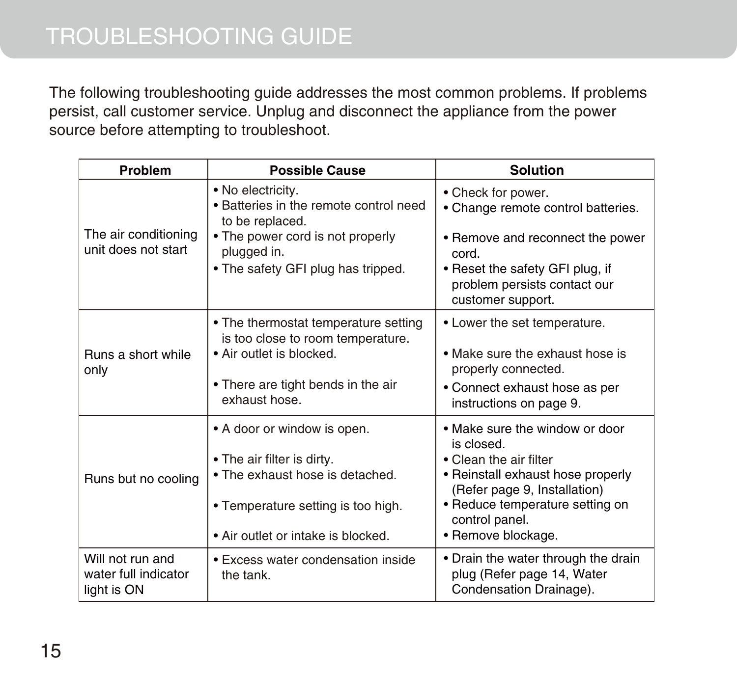# TROUBLESHOOTING GUIDE

The following troubleshooting guide addresses the most common problems. If problems persist, call customer service. Unplug and disconnect the appliance from the power source before attempting to troubleshoot.

| Problem | Possible Cause | Solution |
|---|---|---|
| The air conditioning unit does not start | • No electricity.<br>• Batteries in the remote control need to be replaced.<br>• The power cord is not properly plugged in.<br>• The safety GFI plug has tripped. | • Check for power.<br>• Change remote control batteries.<br>• Remove and reconnect the power cord.<br>• Reset the safety GFI plug, if problem persists contact our customer support. |
| Runs a short while only | • The thermostat temperature setting is too close to room temperature.<br>• Air outlet is blocked.<br>• There are tight bends in the air exhaust hose. | • Lower the set temperature.<br>• Make sure the exhaust hose is properly connected.<br>• Connect exhaust hose as per instructions on page 9. |
| Runs but no cooling | • A door or window is open.<br>• The air filter is dirty.<br>• The exhaust hose is detached.<br>• Temperature setting is too high.<br>• Air outlet or intake is blocked. | • Make sure the window or door is closed.<br>• Clean the air filter<br>• Reinstall exhaust hose properly (Refer page 9, Installation)<br>• Reduce temperature setting on control panel.<br>• Remove blockage. |
| Will not run and water full indicator light is ON | • Excess water condensation inside the tank. | • Drain the water through the drain plug (Refer page 14, Water Condensation Drainage). |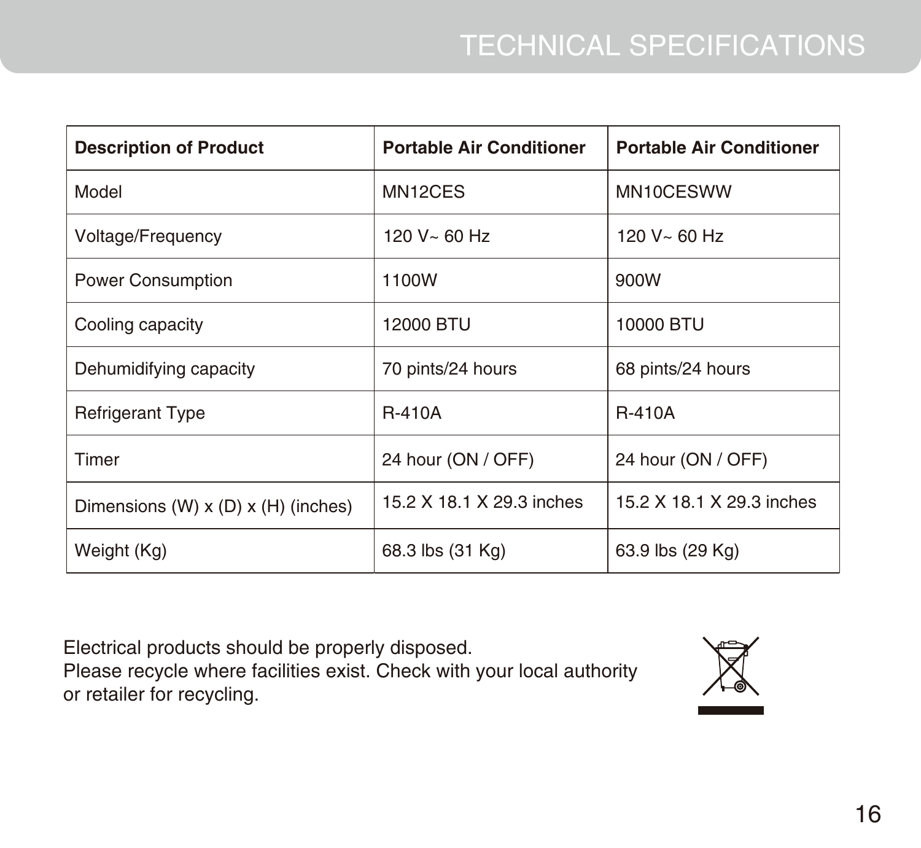# TECHNICAL SPECIFICATIONS

| Description of Product | Portable Air Conditioner | Portable Air Conditioner |
|---|---|---|
| Model | MN12CES | MN10CESWW |
| Voltage/Frequency | 120 V~ 60 Hz | 120 V~ 60 Hz |
| Power Consumption | 1100W | 900W |
| Cooling capacity | 12000 BTU | 10000 BTU |
| Dehumidifying capacity | 70 pints/24 hours | 68 pints/24 hours |
| Refrigerant Type | R-410A | R-410A |
| Timer | 24 hour (ON / OFF) | 24 hour (ON / OFF) |
| Dimensions (W) x (D) x (H) (inches) | 15.2 X 18.1 X 29.3 inches | 15.2 X 18.1 X 29.3 inches |
| Weight (Kg) | 68.3 lbs (31 Kg) | 63.9 lbs (29 Kg) |

Electrical products should be properly disposed.
Please recycle where facilities exist. Check with your local authority or retailer for recycling.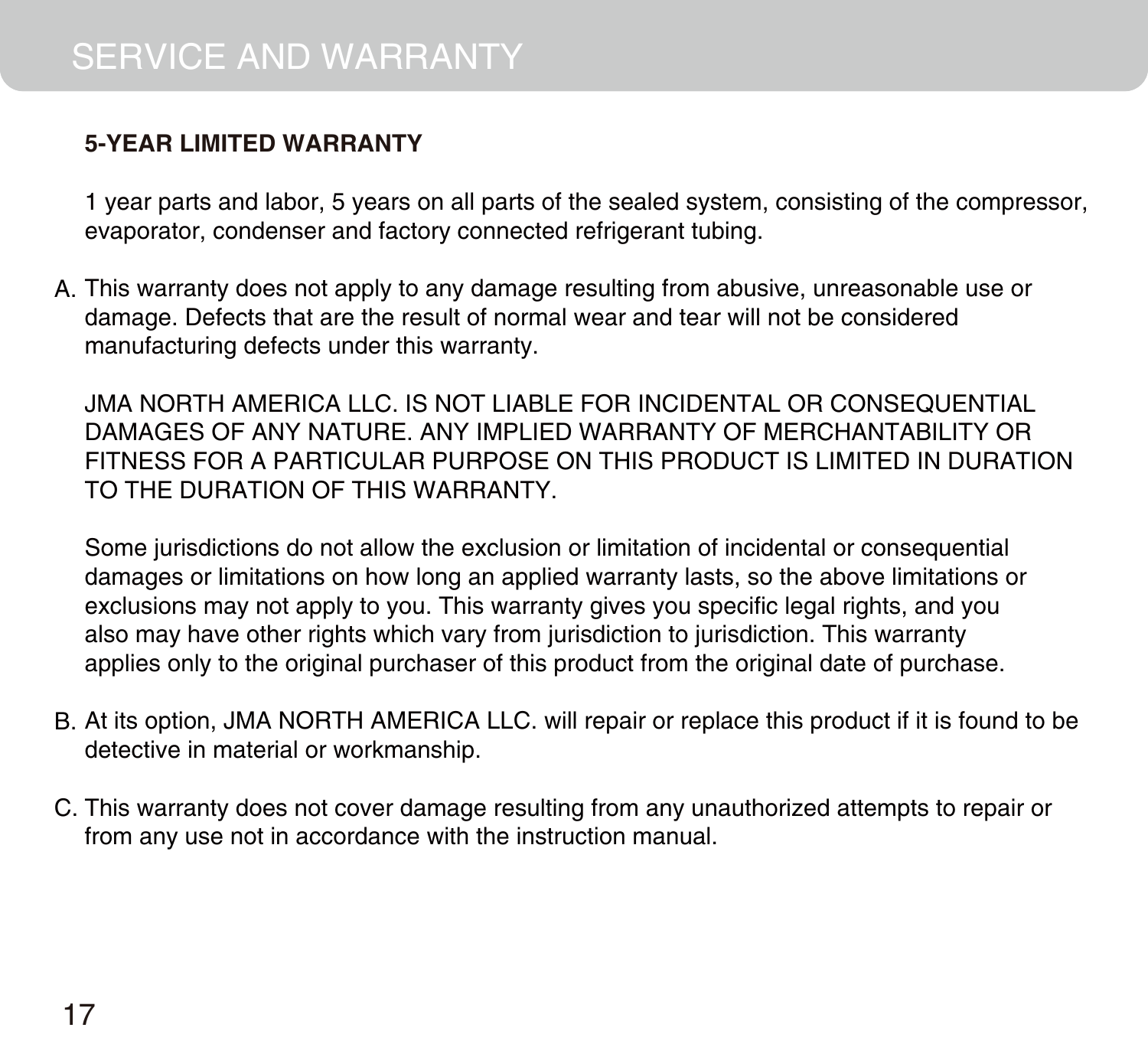# SERVICE AND WARRANTY

**5-YEAR LIMITED WARRANTY**

1 year parts and labor, 5 years on all parts of the sealed system, consisting of the compressor, evaporator, condenser and factory connected refrigerant tubing.

A. This warranty does not apply to any damage resulting from abusive, unreasonable use or damage. Defects that are the result of normal wear and tear will not be considered manufacturing defects under this warranty.

   JMA NORTH AMERICA LLC. IS NOT LIABLE FOR INCIDENTAL OR CONSEQUENTIAL DAMAGES OF ANY NATURE. ANY IMPLIED WARRANTY OF MERCHANTABILITY OR FITNESS FOR A PARTICULAR PURPOSE ON THIS PRODUCT IS LIMITED IN DURATION TO THE DURATION OF THIS WARRANTY.

   Some jurisdictions do not allow the exclusion or limitation of incidental or consequential damages or limitations on how long an applied warranty lasts, so the above limitations or exclusions may not apply to you. This warranty gives you specific legal rights, and you also may have other rights which vary from jurisdiction to jurisdiction. This warranty applies only to the original purchaser of this product from the original date of purchase.

B. At its option, JMA NORTH AMERICA LLC. will repair or replace this product if it is found to be detective in material or workmanship.

C. This warranty does not cover damage resulting from any unauthorized attempts to repair or from any use not in accordance with the instruction manual.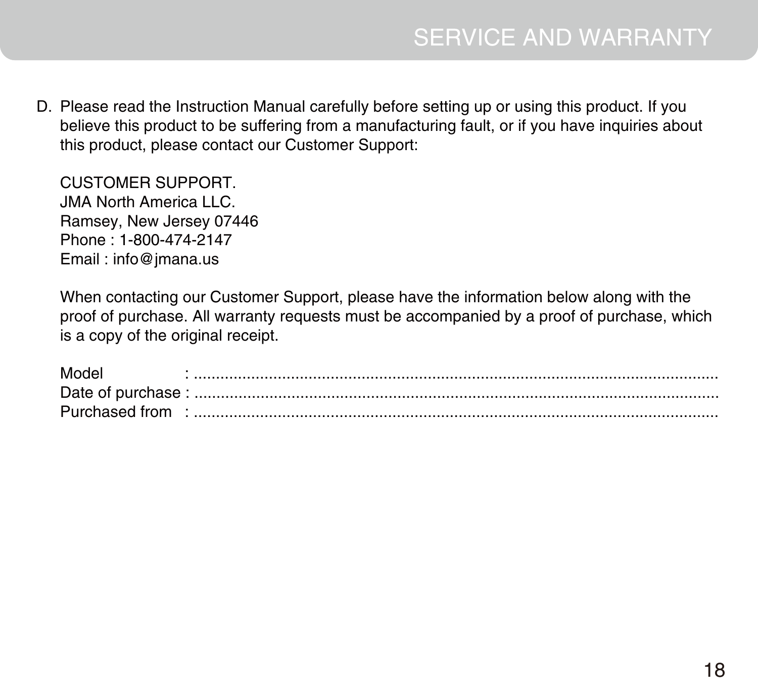# SERVICE AND WARRANTY

D. Please read the Instruction Manual carefully before setting up or using this product. If you believe this product to be suffering from a manufacturing fault, or if you have inquiries about this product, please contact our Customer Support:

   CUSTOMER SUPPORT.
   JMA North America LLC.
   Ramsey, New Jersey 07446
   Phone : 1-800-474-2147
   Email : info@jmana.us

   When contacting our Customer Support, please have the information below along with the proof of purchase. All warranty requests must be accompanied by a proof of purchase, which is a copy of the original receipt.

   Model : ..........................................................................................................
   Date of purchase : ..........................................................................................................
   Purchased from : ..........................................................................................................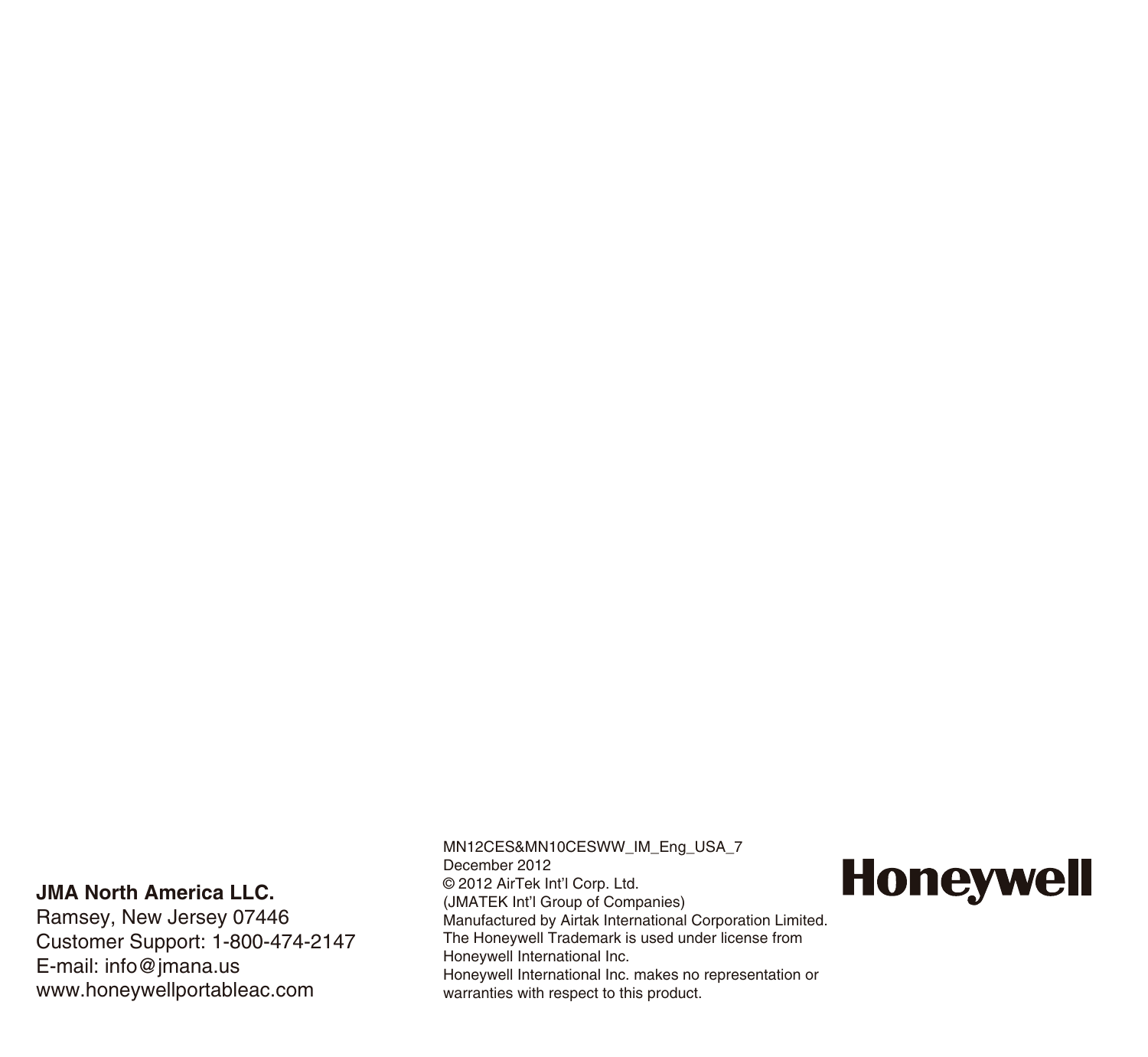**JMA North America LLC.**
Ramsey, New Jersey 07446
Customer Support: 1-800-474-2147
E-mail: info@jmana.us
www.honeywellportableac.com

MN12CES&MN10CESWW_IM_Eng_USA_7
December 2012
© 2012 AirTek Int'l Corp. Ltd.
(JMATEK Int'l Group of Companies)
Manufactured by Airtak International Corporation Limited.
The Honeywell Trademark is used under license from Honeywell International Inc.
Honeywell International Inc. makes no representation or warranties with respect to this product.

**Honeywell**